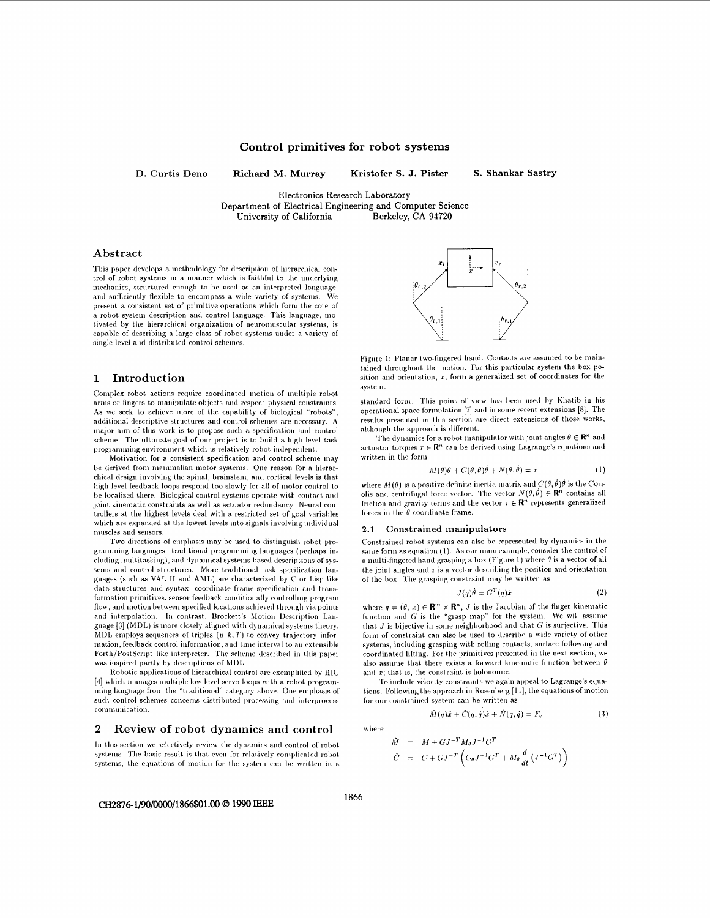# Control primitives for robot systems

**D. Curtis Deno** **Richard M. Murray** **Kristofer S. J. Pister** **S. Shankar Sastry**

Electronics Research Laboratory
Department of Electrical Engineering and Computer Science
University of California Berkeley, CA 94720

## Abstract

This paper develops a methodology for description of hierarchical control of robot systems in a manner which is faithful to the underlying mechanics, structured enough to be used as an interpreted language, and sufficiently flexible to encompass a wide variety of systems. We present a consistent set of primitive operations which form the core of a robot system description and control language. This language, motivated by the hierarchical organization of neuromuscular systems, is capable of describing a large class of robot systems under a variety of single level and distributed control schemes.

## 1 Introduction

Complex robot actions require coordinated motion of multiple robot arms or fingers to manipulate objects and respect physical constraints. As we seek to achieve more of the capability of biological "robots", additional descriptive structures and control schemes are necessary. A major aim of this work is to propose such a specification and control scheme. The ultimate goal of our project is to build a high level task programming environment which is relatively robot independent.

Motivation for a consistent specification and control scheme may be derived from mammalian motor systems. One reason for a hierarchical design involving the spinal, brainstem, and cortical levels is that high level feedback loops respond too slowly for all of motor control to be localized there. Biological control systems operate with contact and joint kinematic constraints as well as actuator redundancy. Neural controllers at the highest levels deal with a restricted set of goal variables which are expanded at the lowest levels into signals involving individual muscles and sensors.

Two directions of emphasis may be used to distinguish robot programming languages: traditional programming languages (perhaps including multitasking), and dynamical systems based descriptions of systems and control structures. More traditional task specification languages (such as VAL II and AML) are characterized by C or Lisp like data structures and syntax, coordinate frame specification and transformation primitives, sensor feedback conditionally controlling program flow, and motion between specified locations achieved through via points and interpolation. In contrast, Brockett's Motion Description Language [3] (MDL) is more closely aligned with dynamical systems theory. MDL employs sequences of triples $(u, k, T)$ to convey trajectory information, feedback control information, and time interval to an extensible Forth/PostScript like interpreter. The scheme described in this paper was inspired partly by descriptions of MDL.

Robotic applications of hierarchical control are exemplified by RIC [4] which manages multiple low level servo loops with a robot programming language from the "traditional" category above. One emphasis of such control schemes concerns distributed processing and interprocess communication.

## 2 Review of robot dynamics and control

In this section we selectively review the dynamics and control of robot systems. The basic result is that even for relatively complicated robot systems, the equations of motion for the system can be written in a standard form. This point of view has been used by Khatib in his operational space formulation [7] and in some recent extensions [8]. The results presented in this section are direct extensions of those works, although the approach is different.

$x_l$ $x_r$ $x$ $\theta_{l,2}$ $\theta_{r,2}$ $\theta_{l,1}$ $\theta_{r,1}$

Figure 1: Planar two-fingered hand. Contacts are assumed to be maintained throughout the motion. For this particular system the box position and orientation, $x$, form a generalized set of coordinates for the system.

The dynamics for a robot manipulator with joint angles $\theta \in \mathbf{R}^n$ and actuator torques $\tau \in \mathbf{R}^n$ can be derived using Lagrange's equations and written in the form

$$M(\theta)\ddot{\theta} + C(\theta, \dot{\theta})\dot{\theta} + N(\theta, \dot{\theta}) = \tau \tag{1}$$

where $M(\theta)$ is a positive definite inertia matrix and $C(\theta, \dot{\theta})\dot{\theta}$ is the Coriolis and centrifugal force vector. The vector $N(\theta, \dot{\theta}) \in \mathbf{R}^n$ contains all friction and gravity terms and the vector $\tau \in \mathbf{R}^n$ represents generalized forces in the $\theta$ coordinate frame.

### 2.1 Constrained manipulators

Constrained robot systems can also be represented by dynamics in the same form as equation (1). As our main example, consider the control of a multi-fingered hand grasping a box (Figure 1) where $\theta$ is a vector of all the joint angles and $x$ is a vector describing the position and orientation of the box. The grasping constraint may be written as

$$J(q)\dot{\theta} = G^T(q)\dot{x} \tag{2}$$

where $q = (\theta, x) \in \mathbf{R}^m \times \mathbf{R}^n$, $J$ is the Jacobian of the finger kinematic function and $G$ is the "grasp map" for the system. We will assume that $J$ is bijective in some neighborhood and that $G$ is surjective. This form of constraint can also be used to describe a wide variety of other systems, including grasping with rolling contacts, surface following and coordinated lifting. For the primitives presented in the next section, we also assume that there exists a forward kinematic function between $\theta$ and $x$; that is, the constraint is holonomic.

To include velocity constraints we again appeal to Lagrange's equations. Following the approach in Rosenberg [11], the equations of motion for our constrained system can be written as

$$\tilde{M}(q)\ddot{x} + \tilde{C}(q, \dot{q})\dot{x} + \tilde{N}(q, \dot{q}) = F_e \tag{3}$$

where

$$\begin{aligned}
\tilde{M} &= M + GJ^{-T}M_\theta J^{-1}G^T \\
\tilde{C} &= C + GJ^{-T}\left(C_\theta J^{-1}G^T + M_\theta \frac{d}{dt}\left(J^{-1}G^T\right)\right)
\end{aligned}$$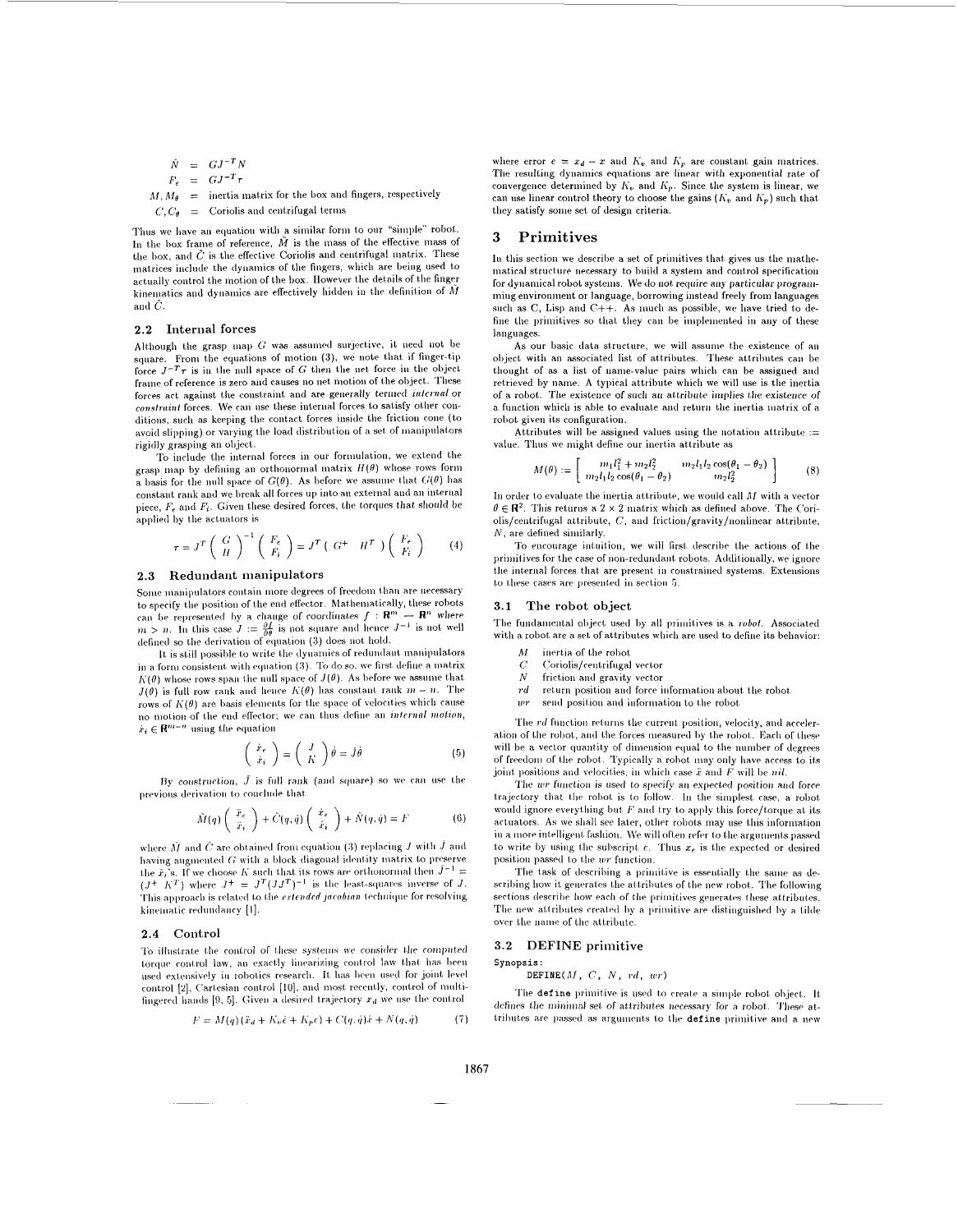$$\tilde{N} = GJ^{-T}N$$
$$F_e = GJ^{-T}\tau$$
$M, M_\theta$ = inertia matrix for the box and fingers, respectively
$C, C_\theta$ = Coriolis and centrifugal terms

Thus we have an equation with a similar form to our "simple" robot. In the box frame of reference, $\tilde{M}$ is the mass of the effective mass of the box, and $\tilde{C}$ is the effective Coriolis and centrifugal matrix. These matrices include the dynamics of the fingers, which are being used to actually control the motion of the box. However the details of the finger kinematics and dynamics are effectively hidden in the definition of $\tilde{M}$ and $\tilde{C}$.

### 2.2 Internal forces

Although the grasp map $G$ was assumed surjective, it need not be square. From the equations of motion (3), we note that if finger-tip force $J^{-T}\tau$ is in the null space of $G$ then the net force in the object frame of reference is zero and causes no net motion of the object. These forces act against the constraint and are generally termed *internal* or *constraint* forces. We can use these internal forces to satisfy other conditions, such as keeping the contact forces inside the friction cone (to avoid slipping) or varying the load distribution of a set of manipulators rigidly grasping an object.

To include the internal forces in our formulation, we extend the grasp map by defining an orthonormal matrix $H(\theta)$ whose rows form a basis for the null space of $G(\theta)$. As before we assume that $G(\theta)$ has constant rank and we break all forces up into an external and an internal piece, $F_e$ and $F_i$. Given these desired forces, the torques that should be applied by the actuators is

$$\tau = J^T \begin{pmatrix} G \\ H \end{pmatrix}^{-1} \begin{pmatrix} F_e \\ F_i \end{pmatrix} = J^T \begin{pmatrix} G^+ & H^T \end{pmatrix} \begin{pmatrix} F_e \\ F_i \end{pmatrix} \tag{4}$$

### 2.3 Redundant manipulators

Some manipulators contain more degrees of freedom than are necessary to specify the position of the end effector. Mathematically, these robots can be represented by a change of coordinates $f : \mathbf{R}^m \to \mathbf{R}^n$ where $m > n$. In this case $J := \frac{\partial f}{\partial \theta}$ is not square and hence $J^{-1}$ is not well defined so the derivation of equation (3) does not hold.

It is still possible to write the dynamics of redundant manipulators in a form consistent with equation (3). To do so, we first define a matrix $K(\theta)$ whose rows span the null space of $J(\theta)$. As before we assume that $J(\theta)$ is full row rank and hence $K(\theta)$ has constant rank $m - n$. The rows of $K(\theta)$ are basis elements for the space of velocities which cause no motion of the end effector; we can thus define an *internal motion*, $\dot{x}_i \in \mathbf{R}^{m-n}$ using the equation

$$\begin{pmatrix} \dot{x}_e \\ \dot{x}_i \end{pmatrix} = \begin{pmatrix} J \\ K \end{pmatrix} \dot{\theta} = \bar{J}\dot{\theta} \tag{5}$$

By construction, $\bar{J}$ is full rank (and square) so we can use the previous derivation to conclude that

$$\tilde{M}(q) \begin{pmatrix} \ddot{x}_e \\ \ddot{x}_i \end{pmatrix} + \tilde{C}(q, \dot{q}) \begin{pmatrix} \dot{x}_e \\ \dot{x}_i \end{pmatrix} + \tilde{N}(q, \dot{q}) = F \tag{6}$$

where $\tilde{M}$ and $\tilde{C}$ are obtained from equation (3) replacing $J$ with $\bar{J}$ and having augmented $G$ with a block diagonal identity matrix to preserve the $\dot{x}_i$'s. If we choose $K$ such that its rows are orthonormal then $\bar{J}^{-1} = (J^+ \ K^T)$ where $J^+ = J^T(JJ^T)^{-1}$ is the least-squares inverse of $J$. This approach is related to the *extended jacobian* technique for resolving kinematic redundancy [1].

### 2.4 Control

To illustrate the control of these systems we consider the computed torque control law, an exactly linearizing control law that has been used extensively in robotics research. It has been used for joint level control [2], Cartesian control [10], and most recently, control of multifingered hands [9, 5]. Given a desired trajectory $x_d$ we use the control

$$F = M(q)(\ddot{x}_d + K_v\dot{e} + K_p e) + C(q, \dot{q})\dot{x} + N(q, \dot{q}) \tag{7}$$

where error $e = x_d - x$ and $K_v$ and $K_p$ are constant gain matrices. The resulting dynamics equations are linear with exponential rate of convergence determined by $K_v$ and $K_p$. Since the system is linear, we can use linear control theory to choose the gains ($K_v$ and $K_p$) such that they satisfy some set of design criteria.

## 3 Primitives

In this section we describe a set of primitives that gives us the mathematical structure necessary to build a system and control specification for dynamical robot systems. We do not require any particular programming environment or language, borrowing instead freely from languages such as C, Lisp and C++. As much as possible, we have tried to define the primitives so that they can be implemented in any of these languages.

As our basic data structure, we will assume the existence of an object with an associated list of attributes. These attributes can be thought of as a list of name-value pairs which can be assigned and retrieved by name. A typical attribute which we will use is the inertia of a robot. The existence of such an *attribute implies the existence* of a function which is able to evaluate and return the inertia matrix of a robot given its configuration.

Attributes will be assigned values using the notation attribute := value. Thus we might define our inertia attribute as

$$M(\theta) := \begin{bmatrix} m_1 l_1^2 + m_2 l_2^2 & m_2 l_1 l_2 \cos(\theta_1 - \theta_2) \\ m_2 l_1 l_2 \cos(\theta_1 - \theta_2) & m_2 l_2^2 \end{bmatrix} \tag{8}$$

In order to evaluate the inertia attribute, we would call $M$ with a vector $\theta \in \mathbf{R}^2$. This returns a $2 \times 2$ matrix which as defined above. The Coriolis/centrifugal attribute, $C$, and friction/gravity/nonlinear attribute, $N$, are defined similarly.

To encourage intuition, we will first describe the actions of the primitives for the case of non-redundant robots. Additionally, we ignore the internal forces that are present in constrained systems. Extensions to these cases are presented in section 5.

### 3.1 The robot object

The fundamental object used by all primitives is a *robot*. Associated with a robot are a set of attributes which are used to define its behavior:

- $M$ inertia of the robot
- $C$ Coriolis/centrifugal vector
- $N$ friction and gravity vector
- $rd$ return position and force information about the robot
- $wr$ send position and information to the robot

The $rd$ function returns the current position, velocity, and acceleration of the robot, and the forces measured by the robot. Each of these will be a vector quantity of dimension equal to the number of degrees of freedom of the robot. Typically a robot may only have access to its joint positions and velocities, in which case $\ddot{x}$ and $F$ will be *nil*.

The $wr$ function is used to specify an expected position and force trajectory that the robot is to follow. In the simplest case, a robot would ignore everything but $F$ and try to apply this force/torque at its actuators. As we shall see later, other robots may use this information in a more intelligent fashion. We will often refer to the arguments passed to write by using the subscript $e$. Thus $x_e$ is the expected or desired position passed to the $wr$ function.

The task of describing a primitive is essentially the same as describing how it generates the attributes of the new robot. The following sections describe how each of the primitives generates these attributes. The new attributes created by a primitive are distinguished by a tilde over the name of the attribute.

### 3.2 DEFINE primitive

**Synopsis:**

```
DEFINE(M, C, N, rd, wr)
```

The `define` primitive is used to create a simple robot object. It defines the *minimal* set of attributes necessary for a robot. These attributes are passed as arguments to the `define` primitive and a new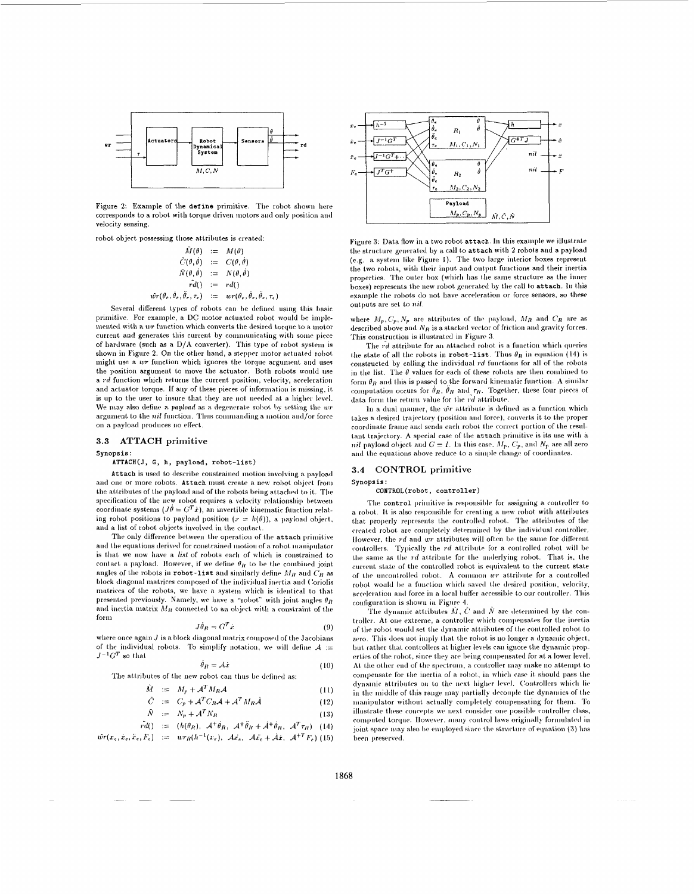Figure 2: Example of the **define** primitive. The robot shown here corresponds to a robot with torque driven motors and only position and velocity sensing.

robot object possessing those attributes is created:

$$\begin{aligned}
\tilde{M}(\theta) &:= M(\theta) \\
\tilde{C}(\theta,\dot{\theta}) &:= C(\theta,\dot{\theta}) \\
\tilde{N}(\theta,\dot{\theta}) &:= N(\theta,\dot{\theta}) \\
\tilde{rd}() &:= rd() \\
\tilde{wr}(\theta_e,\dot{\theta}_e,\ddot{\theta}_e,\tau_e) &:= wr(\theta_e,\dot{\theta}_e,\ddot{\theta}_e,\tau_e)
\end{aligned}$$

Several different types of robots can be defined using this basic primitive. For example, a DC motor actuated robot would be implemented with a $wr$ function which converts the desired torque to a motor current and generates this current by communicating with some piece of hardware (such as a D/A converter). This type of robot system is shown in Figure 2. On the other hand, a stepper motor actuated robot might use a $wr$ function which ignores the torque argument and uses the position argument to move the actuator. Both robots would use a $rd$ function which returns the current position, velocity, acceleration and actuator torque. If any of these pieces of information is missing, it is up to the user to insure that they are not needed at a higher level. We may also define a *payload* as a degenerate robot by setting the $wr$ argument to the *nil* function. Thus commanding a motion and/or force on a payload produces no effect.

### 3.3 ATTACH primitive

**Synopsis:**

```
ATTACH(J, G, h, payload, robot-list)
```

**Attach** is used to describe constrained motion involving a payload and one or more robots. **Attach** must create a new robot object from the attributes of the payload and of the robots being attached to it. The specification of the new robot requires a velocity relationship between coordinate systems ($J\dot{\theta} = G^T\dot{x}$), an invertible kinematic function relating robot positions to payload position ($x = h(\theta)$), a payload object, and a list of robot objects involved in the contact.

The only difference between the operation of the **attach** primitive and the equations derived for constrained motion of a robot manipulator is that we now have a *list* of robots each of which is constrained to contact a payload. However, if we define $\theta_R$ to be the combined joint angles of the robots in **robot-list** and similarly define $M_R$ and $C_R$ as block diagonal matrices composed of the individual inertia and Coriolis matrices of the robots, we have a system which is identical to that presented previously. Namely, we have a "robot" with joint angles $\theta_R$ and inertia matrix $M_R$ connected to an object with a constraint of the form

$$J\dot{\theta}_R = G^T\dot{x} \tag{9}$$

where once again $J$ is a block diagonal matrix composed of the Jacobians of the individual robots. To simplify notation, we will define $\mathcal{A} := J^{-1}G^T$ so that

$$\dot{\theta}_R = \mathcal{A}\dot{x} \tag{10}$$

The attributes of the new robot can thus be defined as:

$$\begin{aligned}
\tilde{M} &:= M_p + \mathcal{A}^T M_R \mathcal{A} & (11)\\
\tilde{C} &:= C_p + \mathcal{A}^T C_R \mathcal{A} + \mathcal{A}^T M_R \dot{\mathcal{A}} & (12)\\
\tilde{N} &:= N_p + \mathcal{A}^T N_R & (13)\\
\tilde{rd}() &:= (h(\theta_R),\ \mathcal{A}^+\dot{\theta}_R,\ \mathcal{A}^+\ddot{\theta}_R + \dot{\mathcal{A}}^+\dot{\theta}_R,\ \mathcal{A}^T\tau_R) & (14)\\
\tilde{wr}(x_e,\dot{x}_e,\ddot{x}_e,F_e) &:= wr_R(h^{-1}(x_e),\ \mathcal{A}\dot{x}_e,\ \mathcal{A}\ddot{x}_e + \dot{\mathcal{A}}\dot{x},\ \mathcal{A}^{+T}F_e) & (15)
\end{aligned}$$

Figure 3: Data flow in a two robot **attach**. In this example we illustrate the structure generated by a call to **attach** with 2 robots and a payload (e.g. a system like Figure 1). The two large interior boxes represent the two robots, with their input and output functions and their inertia properties. The outer box (which has the same structure as the inner boxes) represents the new robot generated by the call to **attach**. In this example the robots do not have acceleration or force sensors, so these outputs are set to *nil*.

where $M_p, C_p, N_p$ are attributes of the payload, $M_R$ and $C_R$ are as described above and $N_R$ is a stacked vector of friction and gravity forces. This construction is illustrated in Figure 3.

The $\tilde{rd}$ attribute for an attached robot is a function which queries the state of all the robots in **robot-list**. Thus $\theta_R$ in equation (14) is constructed by calling the individual $rd$ functions for all of the robots in the list. The $\theta$ values for each of these robots are then combined to form $\theta_R$ and this is passed to the forward kinematic function. A similar computation occurs for $\dot{\theta}_R$, $\ddot{\theta}_R$ and $\tau_R$. Together, these four pieces of data form the return value for the $\tilde{rd}$ attribute.

In a dual manner, the $\tilde{wr}$ attribute is defined as a function which takes a desired trajectory (position and force), converts it to the proper coordinate frame and sends each robot the correct portion of the resultant trajectory. A special case of the **attach** primitive is its use with a *nil* payload object and $G = I$. In this case, $M_p$, $C_p$, and $N_p$ are all zero and the equations above reduce to a simple change of coordinates.

### 3.4 CONTROL primitive

**Synopsis:**

```
CONTROL(robot, controller)
```

The **control** primitive is responsible for assigning a controller to a robot. It is also responsible for creating a new robot with attributes that properly represents the controlled robot. The attributes of the created robot are completely determined by the individual controller. However, the $rd$ and $wr$ attributes will often be the same for different controllers. Typically the $\tilde{rd}$ attribute for a controlled robot will be the same as the $rd$ attribute for the underlying robot. That is, the current state of the controlled robot is equivalent to the current state of the uncontrolled robot. A common $wr$ attribute for a controlled robot would be a function which saved the desired position, velocity, acceleration and force in a local buffer accessible to our controller. This configuration is shown in Figure 4.

The dynamic attributes $\tilde{M}$, $\tilde{C}$ and $\tilde{N}$ are determined by the controller. At one extreme, a controller which compensates for the inertia of the robot would set the dynamic attributes of the controlled robot to zero. This does not imply that the robot is no longer a dynamic object, but rather that controllers at higher levels can ignore the dynamic properties of the robot, since they are being compensated for at a lower level. At the other end of the spectrum, a controller may make no attempt to compensate for the inertia of a robot, in which case it should pass the dynamic attributes on to the next higher level. Controllers which lie in the middle of this range may partially decouple the dynamics of the manipulator without actually completely compensating for them. To illustrate these concepts we next consider one possible controller class, computed torque. However, many control laws originally formulated in joint space may also be employed since the structure of equation (3) has been preserved.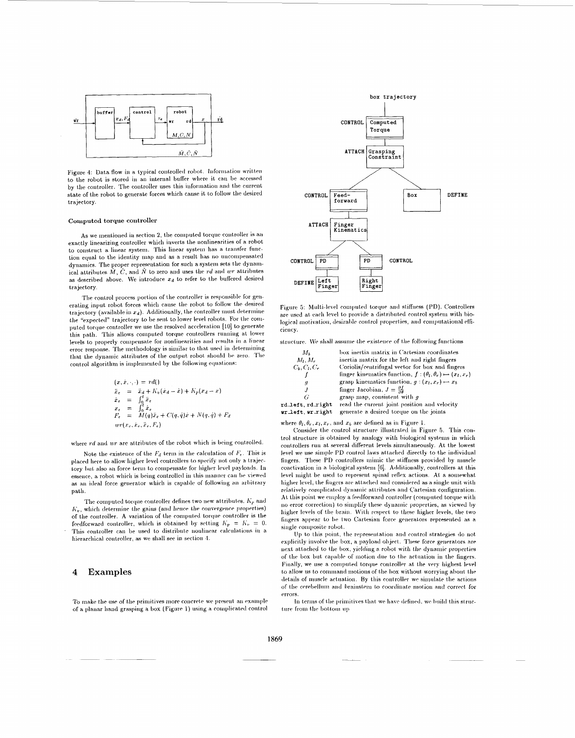buffer

control

robot

wr

$x_d, F_d$

$\tau_e$

wr

rd

$x$

rd

$M, C, N$

$\hat{M}, \hat{C}, \hat{N}$

Figure 4: Data flow in a typical controlled robot. Information written to the robot is stored in an internal buffer where it can be accessed by the controller. The controller uses this information and the current state of the robot to generate forces which cause it to follow the desired trajectory.

**Computed torque controller**

As we mentioned in section 2, the computed torque controller is an exactly linearizing controller which inverts the nonlinearities of a robot to construct a linear system. This linear system has a transfer function equal to the identity map and as a result has no uncompensated dynamics. The proper representation for such a system sets the dynamical attributes $\hat{M}$, $\hat{C}$, and $\hat{N}$ to zero and uses the $rd$ and $wr$ attributes as described above. We introduce $x_d$ to refer to the buffered desired trajectory.

The control process portion of the controller is responsible for generating input robot forces which cause the robot to follow the desired trajectory (available in $x_d$). Additionally, the controller must determine the "expected" trajectory to be sent to lower level robots. For the computed torque controller we use the resolved acceleration [10] to generate this path. This allows computed torque controllers running at lower levels to properly compensate for nonlinearities and results in a linear error response. The methodology is similar to that used in determining that the dynamic attributes of the output robot should be zero. The control algorithm is implemented by the following equations:

$$
\begin{aligned}
&(x, \dot{x}, \cdot, \cdot) = rd() \\
&\ddot{x}_e = \ddot{x}_d + K_v(\dot{x}_d - \dot{x}) + K_p(x_d - x) \\
&\dot{x}_e = \int_0^t \ddot{x}_e \\
&x_e = \int_0^t \dot{x}_e \\
&F_e = M(q)\ddot{x}_e + C(q, \dot{q})\dot{x} + N(q, \dot{q}) + F_d \\
&wr(x_e, \dot{x}_e, \ddot{x}_e, F_e)
\end{aligned}
$$

where $rd$ and $wr$ are attributes of the robot which is being controlled.

Note the existence of the $F_d$ term in the calculation of $F_e$. This is placed here to allow higher level controllers to specify not only a trajectory but also an force term to compensate for higher level payloads. In essence, a robot which is being controlled in this manner can be viewed as an ideal force generator which is capable of following an arbitrary path.

The computed torque controller defines two new attributes, $K_p$ and $K_v$, which determine the gains (and hence the convergence properties) of the controller. A variation of the computed torque controller is the feedforward controller, which is obtained by setting $K_p = K_v = 0$. This controller can be used to distribute nonlinear calculations in a hierarchical controller, as we shall see in section 4.

# 4 Examples

To make the use of the primitives more concrete we present an example of a planar hand grasping a box (Figure 1) using a complicated control structure. We shall assume the existence of the following functions

| | |
|---|---|
| $M_b$ | box inertia matrix in Cartesian coordinates |
| $M_l, M_r$ | inertia matrix for the left and right fingers |
| $C_b, C_l, C_r$ | Coriolis/centrifugal vector for box and fingers |
| $f$ | finger kinematics function, $f : (\theta_l, \theta_r) \mapsto (x_l, x_r)$ |
| $g$ | grasp kinematics function, $g : (x_l, x_r) \mapsto x_b$ |
| $J$ | finger Jacobian, $J = \frac{\partial f}{\partial \theta}$ |
| $G$ | grasp map, consistent with $g$ |
| rd_left, rd_right | read the current joint position and velocity |
| wr_left, wr_right | generate a desired torque on the joints |

where $\theta_l, \theta_r, x_l, x_r$, and $x_b$ are defined as in Figure 1.

box trajectory

CONTROL Computed Torque

ATTACH Grasping Constraint

CONTROL Feed-forward

Box DEFINE

ATTACH Finger Kinematics

CONTROL PD

PD CONTROL

DEFINE Left Finger

Right Finger

Figure 5: Multi-level computed torque and stiffness (PD). Controllers are used at each level to provide a distributed control system with biological motivation, desirable control properties, and computational efficiency.

Consider the control structure illustrated in Figure 5. This control structure is obtained by analogy with biological systems in which controllers run at several different levels simultaneously. At the lowest level we use simple PD control laws attached directly to the individual fingers. These PD controllers mimic the stiffness provided by muscle coactivation in a biological system [6]. Additionally, controllers at this level might be used to represent spinal reflex actions. At a somewhat higher level, the fingers are attached and considered as a single unit with relatively complicated dynamic attributes and Cartesian configuration. At this point we employ a feedforward controller (computed torque with no error correction) to simplify these dynamic properties, as viewed by higher levels of the brain. With respect to these higher levels, the two fingers appear to be two Cartesian force generators represented as a single composite robot.

Up to this point, the representation and control strategies do not explicitly involve the box, a payload object. These force generators are next attached to the box, yielding a robot with the dynamic properties of the box but capable of motion due to the actuation in the fingers. Finally, we use a computed torque controller at the very highest level to allow us to command motions of the box without worrying about the details of muscle actuation. By this controller we simulate the actions of the cerebellum and brainstem to coordinate motion and correct for errors.

In terms of the primitives that we have defined, we build this structure from the bottom up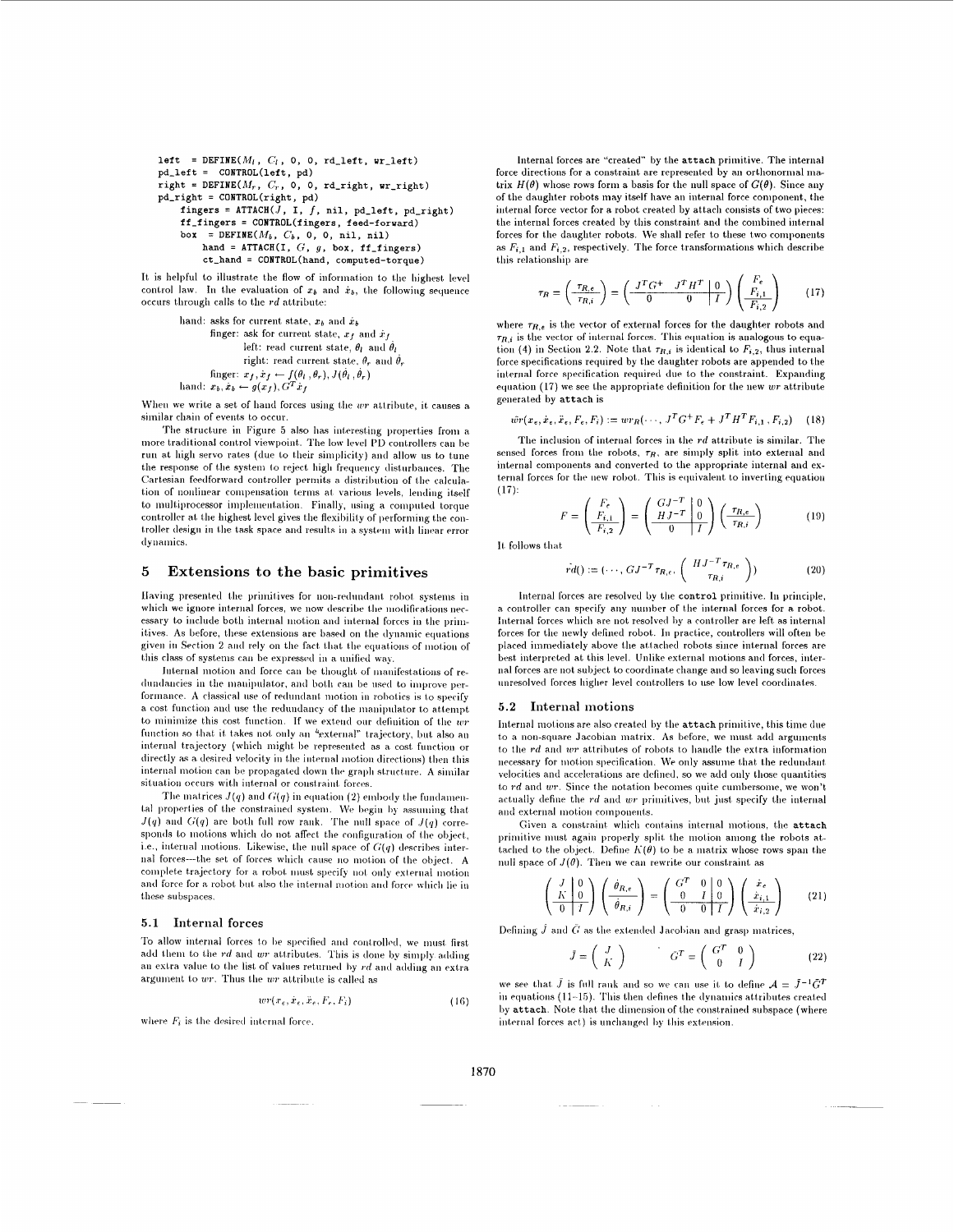```
left  = DEFINE(M_l, C_l, 0, 0, rd_left, wr_left)
pd_left =  CONTROL(left, pd)
right = DEFINE(M_r, C_r, 0, 0, rd_right, wr_right)
pd_right = CONTROL(right, pd)
    fingers = ATTACH(J, I, f, nil, pd_left, pd_right)
    ff_fingers = CONTROL(fingers, feed-forward)
    box  = DEFINE(M_b, C_b, 0, 0, nil, nil)
        hand = ATTACH(I, G, g, box, ff_fingers)
        ct_hand = CONTROL(hand, computed-torque)
```

It is helpful to illustrate the flow of information to the highest level control law. In the evaluation of $x_b$ and $\dot{x}_b$, the following sequence occurs through calls to the *rd* attribute:

hand: asks for current state, $x_b$ and $\dot{x}_b$
  finger: ask for current state, $x_f$ and $\dot{x}_f$
    left: read current state, $\theta_l$ and $\dot{\theta}_l$
    right: read current state, $\theta_r$ and $\dot{\theta}_r$
  finger: $x_f, \dot{x}_f \leftarrow f(\theta_l, \theta_r), J(\theta_l, \dot{\theta}_r)$
hand: $x_b, \dot{x}_b \leftarrow g(x_f), G^T \dot{x}_f$

When we write a set of hand forces using the *wr* attribute, it causes a similar chain of events to occur.

The structure in Figure 5 also has interesting properties from a more traditional control viewpoint. The low level PD controllers can be run at high servo rates (due to their simplicity) and allow us to tune the response of the system to reject high frequency disturbances. The Cartesian feedforward controller permits a distribution of the calculation of nonlinear compensation terms at various levels, lending itself to multiprocessor implementation. Finally, using a computed torque controller at the highest level gives the flexibility of performing the controller design in the task space and results in a system with linear error dynamics.

## 5 Extensions to the basic primitives

Having presented the primitives for non-redundant robot systems in which we ignore internal forces, we now describe the modifications necessary to include both internal motion and internal forces in the primitives. As before, these extensions are based on the dynamic equations given in Section 2 and rely on the fact that the equations of motion of this class of systems can be expressed in a unified way.

Internal motion and force can be thought of manifestations of redundancies in the manipulator, and both can be used to improve performance. A classical use of redundant internal motion in robotics is to specify a cost function and use the redundancy of the manipulator to attempt to minimize this cost function. If we extend our definition of the *wr* function so that it takes not only an "external" trajectory, but also an internal trajectory (which might be represented as a cost function or directly as a desired velocity in the internal motion directions) then this internal motion can be propagated down the graph structure. A similar situation occurs with internal or constraint forces.

The matrices $J(q)$ and $G(q)$ in equation (2) embody the fundamental properties of the constrained system. We begin by assuming that $J(q)$ and $G(q)$ are both full row rank. The null space of $J(q)$ corresponds to motions which do not affect the configuration of the object, i.e., internal motions. Likewise, the null space of $G(q)$ describes internal forces—the set of forces which cause no motion of the object. A complete trajectory for a robot must specify not only external motion and force for a robot but also the internal motion and force which lie in these subspaces.

### 5.1 Internal forces

To allow internal forces to be specified and controlled, we must first add them to the *rd* and *wr* attributes. This is done by simply adding an extra value to the list of values returned by *rd* and adding an extra argument to *wr*. Thus the *wr* attribute is called as

$$wr(x_e, \dot{x}_e, \ddot{x}_e, F_e, F_i) \tag{16}$$

where $F_i$ is the desired internal force.

Internal forces are "created" by the `attach` primitive. The internal force directions for a constraint are represented by an orthonormal matrix $H(\theta)$ whose rows form a basis for the null space of $G(\theta)$. Since any of the daughter robots may itself have an internal force component, the internal force vector for a robot created by attach consists of two pieces: the internal forces created by this constraint and the combined internal forces for the daughter robots. We shall refer to these two components as $F_{i,1}$ and $F_{i,2}$, respectively. The force transformations which describe this relationship are

$$\tau_R = \left(\begin{array}{c} \tau_{R,e} \\ \hline \tau_{R,i} \end{array}\right) = \left(\begin{array}{cc|c} J^T G^+ & J^T H^T & 0 \\ \hline 0 & 0 & I \end{array}\right) \left(\begin{array}{c} F_e \\ F_{i,1} \\ \hline F_{i,2} \end{array}\right) \tag{17}$$

where $\tau_{R,e}$ is the vector of external forces for the daughter robots and $\tau_{R,i}$ is the vector of internal forces. This equation is analogous to equation (4) in Section 2.2. Note that $\tau_{R,i}$ is identical to $F_{i,2}$, thus internal force specifications required by the daughter robots are appended to the internal force specification required due to the constraint. Expanding equation (17) we see the appropriate definition for the new *wr* attribute generated by `attach` is

$$\tilde{wr}(x_e, \dot{x}_e, \ddot{x}_e, F_e, F_i) := wr_R(\cdots, J^T G^+ F_e + J^T H^T F_{i,1}, F_{i,2}) \tag{18}$$

The inclusion of internal forces in the *rd* attribute is similar. The sensed forces from the robots, $\tau_R$, are simply split into external and internal components and converted to the appropriate internal and external forces for the new robot. This is equivalent to inverting equation (17):

$$F = \left(\begin{array}{c} F_e \\ F_{i,1} \\ \hline F_{i,2} \end{array}\right) = \left(\begin{array}{c|c} GJ^{-T} & 0 \\ HJ^{-T} & 0 \\ \hline 0 & I \end{array}\right) \left(\begin{array}{c} \tau_{R,e} \\ \hline \tau_{R,i} \end{array}\right) \tag{19}$$

It follows that

$$\tilde{rd}() := (\cdots, GJ^{-T}\tau_{R,e}, \left(\begin{array}{c} HJ^{-T}\tau_{R,e} \\ \tau_{R,i} \end{array}\right)) \tag{20}$$

Internal forces are resolved by the `control` primitive. In principle, a controller can specify any number of the internal forces for a robot. Internal forces which are not resolved by a controller are left as internal forces for the newly defined robot. In practice, controllers will often be placed immediately above the attached robots since internal forces are best interpreted at this level. Unlike external motions and forces, internal forces are not subject to coordinate change and so leaving such forces unresolved forces higher level controllers to use low level coordinates.

### 5.2 Internal motions

Internal motions are also created by the `attach` primitive, this time due to a non-square Jacobian matrix. As before, we must add arguments to the *rd* and *wr* attributes of robots to handle the extra information necessary for motion specification. We only assume that the redundant velocities and accelerations are defined, so we add only those quantities to *rd* and *wr*. Since the notation becomes quite cumbersome, we won't actually define the *rd* and *wr* primitives, but just specify the internal and external motion components.

Given a constraint which contains internal motions, the `attach` primitive must again properly split the motion among the robots attached to the object. Define $K(\theta)$ to be a matrix whose rows span the null space of $J(\theta)$. Then we can rewrite our constraint as

$$\left(\begin{array}{c|c} J & 0 \\ K & 0 \\ \hline 0 & I \end{array}\right) \left(\begin{array}{c} \dot{\theta}_{R,e} \\ \hline \dot{\theta}_{R,i} \end{array}\right) = \left(\begin{array}{cc|c} G^T & 0 & 0 \\ 0 & I & 0 \\ \hline 0 & 0 & I \end{array}\right) \left(\begin{array}{c} \dot{x}_e \\ \dot{x}_{i,1} \\ \hline \dot{x}_{i,2} \end{array}\right) \tag{21}$$

Defining $\bar{J}$ and $\bar{G}$ as the extended Jacobian and grasp matrices,

$$\bar{J} = \left(\begin{array}{c} J \\ K \end{array}\right) \qquad \bar{G}^T = \left(\begin{array}{cc} G^T & 0 \\ 0 & I \end{array}\right) \tag{22}$$

we see that $\bar{J}$ is full rank and so we can use it to define $\mathcal{A} = \bar{J}^{-1}\bar{G}^T$ in equations (11–15). This then defines the dynamics attributes created by `attach`. Note that the dimension of the constrained subspace (where internal forces act) is unchanged by this extension.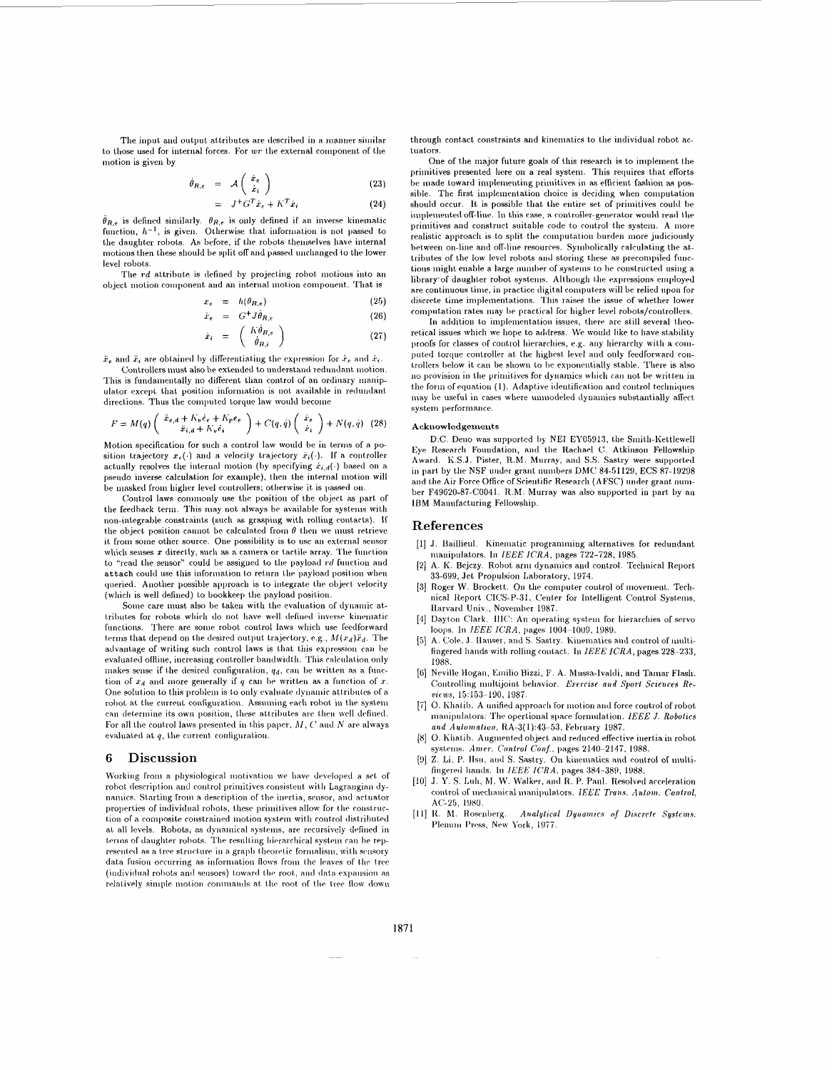The input and output attributes are described in a manner similar to those used for internal forces. For *wr* the external component of the motion is given by

$$\dot{\theta}_{R,e} = \mathcal{A}\begin{pmatrix} \dot{x}_e \\ \dot{x}_i \end{pmatrix} \tag{23}$$

$$= J^+ G^T \dot{x}_e + K^T \dot{x}_i \tag{24}$$

$\ddot{\theta}_{R,e}$ is defined similarly. $\theta_{R,e}$ is only defined if an inverse kinematic function, $h^{-1}$, is given. Otherwise that information is not passed to the daughter robots. As before, if the robots themselves have internal motions then these should be split off and passed unchanged to the lower level robots.

The *rd* attribute is defined by projecting robot motions into an object motion component and an internal motion component. That is

$$x_e = h(\theta_{R,e}) \tag{25}$$

$$\dot{x}_e = G^+ J \dot{\theta}_{R,e} \tag{26}$$

$$\dot{x}_i = \begin{pmatrix} K\dot{\theta}_{R,e} \\ \dot{\theta}_{R,i} \end{pmatrix} \tag{27}$$

$\ddot{x}_e$ and $\ddot{x}_i$ are obtained by differentiating the expression for $\dot{x}_e$ and $\dot{x}_i$.

Controllers must also be extended to understand redundant motion. This is fundamentally no different than control of an ordinary manipulator except that position information is not available in redundant directions. Thus the computed torque law would become

$$F = M(q)\begin{pmatrix} \ddot{x}_{e,d} + K_v\dot{e}_e + K_p e_e \\ \ddot{x}_{i,d} + K_v \dot{e}_i \end{pmatrix} + C(q,\dot{q})\begin{pmatrix} \dot{x}_e \\ \dot{x}_i \end{pmatrix} + N(q,\dot{q}) \tag{28}$$

Motion specification for such a control law would be in terms of a position trajectory $x_e(\cdot)$ and a velocity trajectory $\dot{x}_i(\cdot)$. If a controller actually resolves the internal motion (by specifying $\dot{x}_{i,d}(\cdot)$ based on a pseudo inverse calculation for example), then the internal motion will be masked from higher level controllers; otherwise it is passed on.

Control laws commonly use the position of the object as part of the feedback term. This may not always be available for systems with non-integrable constraints (such as grasping with rolling contacts). If the object position cannot be calculated from $\theta$ then we must retrieve it from some other source. One possibility is to use an external sensor which senses $x$ directly, such as a camera or tactile array. The function to "read the sensor" could be assigned to the payload *rd* function and **attach** could use this information to return the payload position when queried. Another possible approach is to integrate the object velocity (which is well defined) to bookkeep the payload position.

Some care must also be taken with the evaluation of dynamic attributes for robots which do not have well defined inverse kinematic functions. There are some robot control laws which use feedforward terms that depend on the desired output trajectory, e.g., $M(x_d)\ddot{x}_d$. The advantage of writing such control laws is that this expression can be evaluated offline, increasing controller bandwidth. This calculation only makes sense if the desired configuration, $q_d$, can be written as a function of $x_d$ and more generally if $q$ can be written as a function of $x$. One solution to this problem is to only evaluate dynamic attributes of a robot at the current configuration. Assuming each robot in the system can determine its own position, these attributes are then well defined. For all the control laws presented in this paper, $M$, $C$ and $N$ are always evaluated at $q$, the current configuration.

## 6 Discussion

Working from a physiological motivation we have developed a set of robot description and control primitives consistent with Lagrangian dynamics. Starting from a description of the inertia, sensor, and actuator properties of individual robots, these primitives allow for the construction of a composite constrained motion system with control distributed at all levels. Robots, as dynamical systems, are recursively defined in terms of daughter robots. The resulting hierarchical system can be represented as a tree structure in a graph theoretic formalism, with sensory data fusion occurring as information flows from the leaves of the tree (individual robots and sensors) toward the root, and data expansion as relatively simple motion commands at the root of the tree flow down through contact constraints and kinematics to the individual robot actuators.

One of the major future goals of this research is to implement the primitives presented here on a real system. This requires that efforts be made toward implementing primitives in as efficient fashion as possible. The first implementation choice is deciding when computation should occur. It is possible that the entire set of primitives could be implemented off-line. In this case, a controller-generator would read the primitives and construct suitable code to control the system. A more realistic approach is to split the computation burden more judiciously between on-line and off-line resources. Symbolically calculating the attributes of the low level robots and storing these as precompiled functions might enable a large number of systems to be constructed using a library of daughter robot systems. Although the expressions employed are continuous time, in practice digital computers will be relied upon for discrete time implementations. This raises the issue of whether lower computation rates may be practical for higher level robots/controllers.

In addition to implementation issues, there are still several theoretical issues which we hope to address. We would like to have stability proofs for classes of control hierarchies, e.g. any hierarchy with a computed torque controller at the highest level and only feedforward controllers below it can be shown to be exponentially stable. There is also no provision in the primitives for dynamics which can not be written in the form of equation (1). Adaptive identification and control techniques may be useful in cases where unmodeled dynamics substantially affect system performance.

### Acknowledgements

D.C. Deno was supported by NEI EY05913, the Smith-Kettlewell Eye Research Foundation, and the Rachael C. Atkinson Fellowship Award. K.S.J. Pister, R.M. Murray, and S.S. Sastry were supported in part by the NSF under grant numbers DMC 84-51129, ECS 87-19298 and the Air Force Office of Scientific Research (AFSC) under grant number F49620-87-C0041. R.M. Murray was also supported in part by an IBM Manufacturing Fellowship.

## References

[1] J. Baillieul. Kinematic programming alternatives for redundant manipulators. In *IEEE ICRA*, pages 722–728, 1985.

[2] A. K. Bejczy. Robot arm dynamics and control. Technical Report 33-699, Jet Propulsion Laboratory, 1974.

[3] Roger W. Brockett. On the computer control of movement. Technical Report CICS-P-31, Center for Intelligent Control Systems, Harvard Univ., November 1987.

[4] Dayton Clark. HIC: An operating system for hierarchies of servo loops. In *IEEE ICRA*, pages 1004–1009, 1989.

[5] A. Cole, J. Hauser, and S. Sastry. Kinematics and control of multifingered hands with rolling contact. In *IEEE ICRA*, pages 228–233, 1988.

[6] Neville Hogan, Emilio Bizzi, F. A. Mussa-Ivaldi, and Tamar Flash. Controlling multijoint behavior. *Exercise and Sport Sciences Reviews*, 15:153–190, 1987.

[7] O. Khatib. A unified approach for motion and force control of robot manipulators: The opertional space formulation. *IEEE J. Robotics and Automation*, RA-3(1):43–53, February 1987.

[8] O. Khatib. Augmented object and reduced effective inertia in robot systems. *Amer. Control Conf.*, pages 2140–2147, 1988.

[9] Z. Li, P. Hsu, and S. Sastry. On kinematics and control of multifingered hands. In *IEEE ICRA*, pages 384–389, 1988.

[10] J. Y. S. Luh, M. W. Walker, and R. P. Paul. Resolved acceleration control of mechanical manipulators. *IEEE Trans. Autom. Control*, AC-25, 1980.

[11] R. M. Rosenberg. *Analytical Dynamics of Discrete Systems*. Plenum Press, New York, 1977.